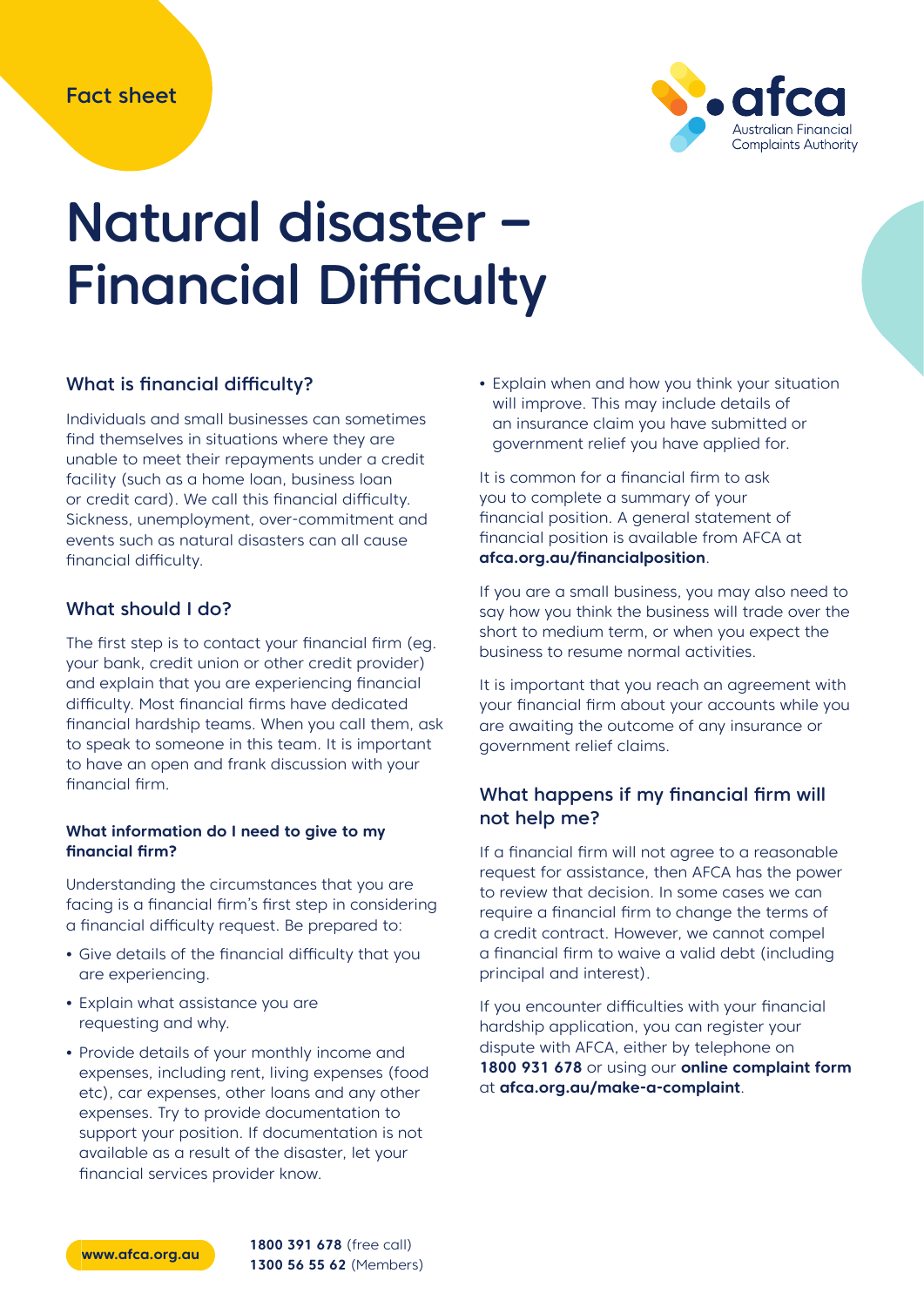Fact sheet

# Natural disaster – Financial Difficulty

## What is financial difficulty?

Individuals and small businesses can sometimes find themselves in situations where they are unable to meet their repayments under a credit facility (such as a home loan, business loan or credit card). We call this financial difficulty. Sickness, unemployment, over-commitment and events such as natural disasters can all cause financial difficulty.

## What should I do?

The first step is to contact your financial firm (eg. your bank, credit union or other credit provider) and explain that you are experiencing financial difficulty. Most financial firms have dedicated financial hardship teams. When you call them, ask to speak to someone in this team. It is important to have an open and frank discussion with your financial firm.

### What information do I need to give to my financial firm?

Understanding the circumstances that you are facing is a financial firm's first step in considering a financial difficulty request. Be prepared to:

- Give details of the financial difficulty that you are experiencing.
- Explain what assistance you are requesting and why.
- Provide details of your monthly income and expenses, including rent, living expenses (food etc), car expenses, other loans and any other expenses. Try to provide documentation to support your position. If documentation is not available as a result of the disaster, let your financial services provider know.
- Explain when and how you think your situation will improve. This may include details of an insurance claim you have submitted or government relief you have applied for.

It is common for a financial firm to ask you to complete a summary of your financial position. A general statement of financial position is available from AFCA at **afca.org.au/financialposition**.

If you are a small business, you may also need to say how you think the business will trade over the short to medium term, or when you expect the business to resume normal activities.

It is important that you reach an agreement with your financial firm about your accounts while you are awaiting the outcome of any insurance or government relief claims.

## What happens if my financial firm will not help me?

If a financial firm will not agree to a reasonable request for assistance, then AFCA has the power to review that decision. In some cases we can require a financial firm to change the terms of a credit contract. However, we cannot compel a financial firm to waive a valid debt (including principal and interest).

If you encounter difficulties with your financial hardship application, you can register your dispute with AFCA, either by telephone on **1800 931 678** or using our **online complaint form** at **afca.org.au/make-a-complaint**.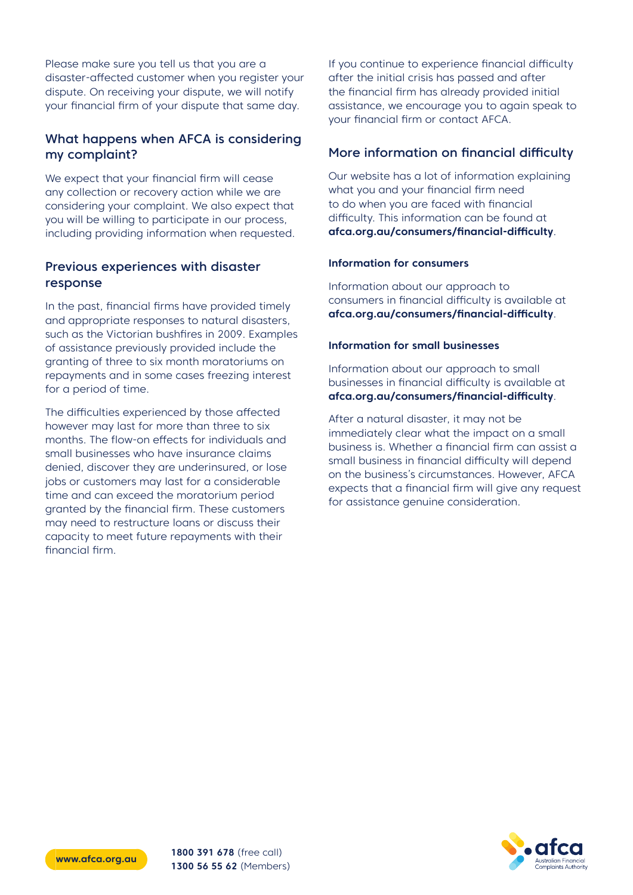Please make sure you tell us that you are a disaster-affected customer when you register your dispute. On receiving your dispute, we will notify your financial firm of your dispute that same day.

## What happens when AFCA is considering my complaint?

We expect that your financial firm will cease any collection or recovery action while we are considering your complaint. We also expect that you will be willing to participate in our process, including providing information when requested.

## Previous experiences with disaster response

In the past, financial firms have provided timely and appropriate responses to natural disasters, such as the Victorian bushfires in 2009. Examples of assistance previously provided include the granting of three to six month moratoriums on repayments and in some cases freezing interest for a period of time.

The difficulties experienced by those affected however may last for more than three to six months. The flow-on effects for individuals and small businesses who have insurance claims denied, discover they are underinsured, or lose jobs or customers may last for a considerable time and can exceed the moratorium period granted by the financial firm. These customers may need to restructure loans or discuss their capacity to meet future repayments with their financial firm.

If you continue to experience financial difficulty after the initial crisis has passed and after the financial firm has already provided initial assistance, we encourage you to again speak to your financial firm or contact AFCA.

## More information on financial difficulty

Our website has a lot of information explaining what you and your financial firm need to do when you are faced with financial difficulty. This information can be found at **afca.org.au/consumers/financial-difficulty**.

### Information for consumers

Information about our approach to consumers in financial difficulty is available at **afca.org.au/consumers/financial-difficulty**.

### Information for small businesses

Information about our approach to small businesses in financial difficulty is available at **afca.org.au/consumers/financial-difficulty**.

After a natural disaster, it may not be immediately clear what the impact on a small business is. Whether a financial firm can assist a small business in financial difficulty will depend on the business's circumstances. However, AFCA expects that a financial firm will give any request for assistance genuine consideration.

**www.afca.org.au**

**1800 391 678** (free call)
**1300 56 55 62** (Members)